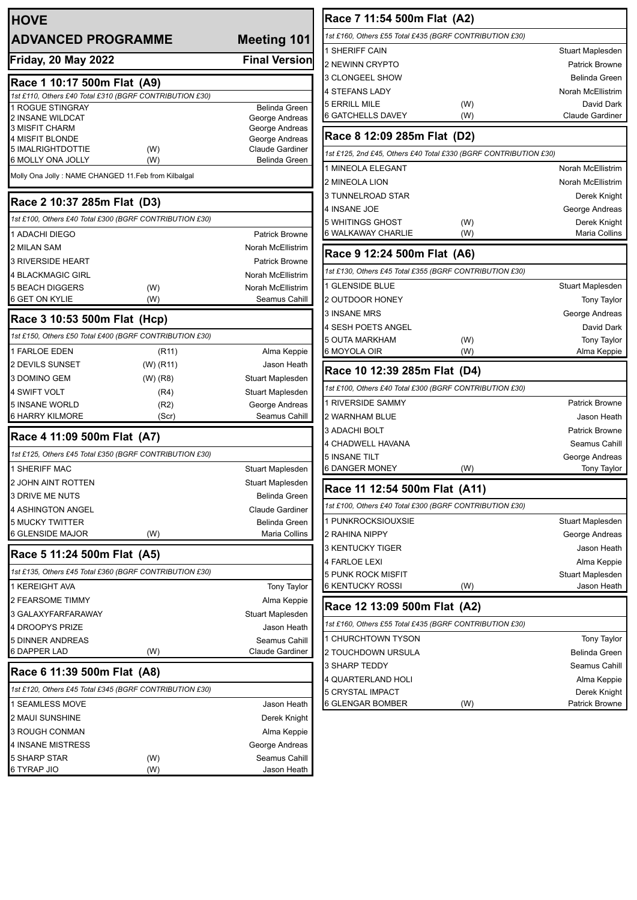# HOVE

## ADVANCED PROGRAMME — Meeting 101

**Friday, 20 May 2022** — **Final Version**

### Race 1 10:17 500m Flat (A9)

*1st £110, Others £40 Total £310 (BGRF CONTRIBUTION £30)*

| Trap | Greyhound | | Trainer |
|---|---|---|---|
| 1 | ROGUE STINGRAY | | Belinda Green |
| 2 | INSANE WILDCAT | | George Andreas |
| 3 | MISFIT CHARM | | George Andreas |
| 4 | MISFIT BLONDE | | George Andreas |
| 5 | IMALRIGHTDOTTIE | (W) | Claude Gardiner |
| 6 | MOLLY ONA JOLLY | (W) | Belinda Green |

Molly Ona Jolly : NAME CHANGED 11.Feb from Kilbalgal

### Race 2 10:37 285m Flat (D3)

*1st £100, Others £40 Total £300 (BGRF CONTRIBUTION £30)*

| Trap | Greyhound | | Trainer |
|---|---|---|---|
| 1 | ADACHI DIEGO | | Patrick Browne |
| 2 | MILAN SAM | | Norah McEllistrim |
| 3 | RIVERSIDE HEART | | Patrick Browne |
| 4 | BLACKMAGIC GIRL | | Norah McEllistrim |
| 5 | BEACH DIGGERS | (W) | Norah McEllistrim |
| 6 | GET ON KYLIE | (W) | Seamus Cahill |

### Race 3 10:53 500m Flat (Hcp)

*1st £150, Others £50 Total £400 (BGRF CONTRIBUTION £30)*

| Trap | Greyhound | | Trainer |
|---|---|---|---|
| 1 | FARLOE EDEN | (R11) | Alma Keppie |
| 2 | DEVILS SUNSET | (W) (R11) | Jason Heath |
| 3 | DOMINO GEM | (W) (R8) | Stuart Maplesden |
| 4 | SWIFT VOLT | (R4) | Stuart Maplesden |
| 5 | INSANE WORLD | (R2) | George Andreas |
| 6 | HARRY KILMORE | (Scr) | Seamus Cahill |

### Race 4 11:09 500m Flat (A7)

*1st £125, Others £45 Total £350 (BGRF CONTRIBUTION £30)*

| Trap | Greyhound | | Trainer |
|---|---|---|---|
| 1 | SHERIFF MAC | | Stuart Maplesden |
| 2 | JOHN AINT ROTTEN | | Stuart Maplesden |
| 3 | DRIVE ME NUTS | | Belinda Green |
| 4 | ASHINGTON ANGEL | | Claude Gardiner |
| 5 | MUCKY TWITTER | | Belinda Green |
| 6 | GLENSIDE MAJOR | (W) | Maria Collins |

### Race 5 11:24 500m Flat (A5)

*1st £135, Others £45 Total £360 (BGRF CONTRIBUTION £30)*

| Trap | Greyhound | | Trainer |
|---|---|---|---|
| 1 | KEREIGHT AVA | | Tony Taylor |
| 2 | FEARSOME TIMMY | | Alma Keppie |
| 3 | GALAXYFARFARAWAY | | Stuart Maplesden |
| 4 | DROOPYS PRIZE | | Jason Heath |
| 5 | DINNER ANDREAS | | Seamus Cahill |
| 6 | DAPPER LAD | (W) | Claude Gardiner |

### Race 6 11:39 500m Flat (A8)

*1st £120, Others £45 Total £345 (BGRF CONTRIBUTION £30)*

| Trap | Greyhound | | Trainer |
|---|---|---|---|
| 1 | SEAMLESS MOVE | | Jason Heath |
| 2 | MAUI SUNSHINE | | Derek Knight |
| 3 | ROUGH CONMAN | | Alma Keppie |
| 4 | INSANE MISTRESS | | George Andreas |
| 5 | SHARP STAR | (W) | Seamus Cahill |
| 6 | TYRAP JIO | (W) | Jason Heath |

### Race 7 11:54 500m Flat (A2)

*1st £160, Others £55 Total £435 (BGRF CONTRIBUTION £30)*

| Trap | Greyhound | | Trainer |
|---|---|---|---|
| 1 | SHERIFF CAIN | | Stuart Maplesden |
| 2 | NEWINN CRYPTO | | Patrick Browne |
| 3 | CLONGEEL SHOW | | Belinda Green |
| 4 | STEFANS LADY | | Norah McEllistrim |
| 5 | ERRILL MILE | (W) | David Dark |
| 6 | GATCHELLS DAVEY | (W) | Claude Gardiner |

### Race 8 12:09 285m Flat (D2)

*1st £125, 2nd £45, Others £40 Total £330 (BGRF CONTRIBUTION £30)*

| Trap | Greyhound | | Trainer |
|---|---|---|---|
| 1 | MINEOLA ELEGANT | | Norah McEllistrim |
| 2 | MINEOLA LION | | Norah McEllistrim |
| 3 | TUNNELROAD STAR | | Derek Knight |
| 4 | INSANE JOE | | George Andreas |
| 5 | WHITINGS GHOST | (W) | Derek Knight |
| 6 | WALKAWAY CHARLIE | (W) | Maria Collins |

### Race 9 12:24 500m Flat (A6)

*1st £130, Others £45 Total £355 (BGRF CONTRIBUTION £30)*

| Trap | Greyhound | | Trainer |
|---|---|---|---|
| 1 | GLENSIDE BLUE | | Stuart Maplesden |
| 2 | OUTDOOR HONEY | | Tony Taylor |
| 3 | INSANE MRS | | George Andreas |
| 4 | SESH POETS ANGEL | | David Dark |
| 5 | OUTA MARKHAM | (W) | Tony Taylor |
| 6 | MOYOLA OIR | (W) | Alma Keppie |

### Race 10 12:39 285m Flat (D4)

*1st £100, Others £40 Total £300 (BGRF CONTRIBUTION £30)*

| Trap | Greyhound | | Trainer |
|---|---|---|---|
| 1 | RIVERSIDE SAMMY | | Patrick Browne |
| 2 | WARNHAM BLUE | | Jason Heath |
| 3 | ADACHI BOLT | | Patrick Browne |
| 4 | CHADWELL HAVANA | | Seamus Cahill |
| 5 | INSANE TILT | | George Andreas |
| 6 | DANGER MONEY | (W) | Tony Taylor |

### Race 11 12:54 500m Flat (A11)

*1st £100, Others £40 Total £300 (BGRF CONTRIBUTION £30)*

| Trap | Greyhound | | Trainer |
|---|---|---|---|
| 1 | PUNKROCKSIOUXSIE | | Stuart Maplesden |
| 2 | RAHINA NIPPY | | George Andreas |
| 3 | KENTUCKY TIGER | | Jason Heath |
| 4 | FARLOE LEXI | | Alma Keppie |
| 5 | PUNK ROCK MISFIT | | Stuart Maplesden |
| 6 | KENTUCKY ROSSI | (W) | Jason Heath |

### Race 12 13:09 500m Flat (A2)

*1st £160, Others £55 Total £435 (BGRF CONTRIBUTION £30)*

| Trap | Greyhound | | Trainer |
|---|---|---|---|
| 1 | CHURCHTOWN TYSON | | Tony Taylor |
| 2 | TOUCHDOWN URSULA | | Belinda Green |
| 3 | SHARP TEDDY | | Seamus Cahill |
| 4 | QUARTERLAND HOLI | | Alma Keppie |
| 5 | CRYSTAL IMPACT | | Derek Knight |
| 6 | GLENGAR BOMBER | (W) | Patrick Browne |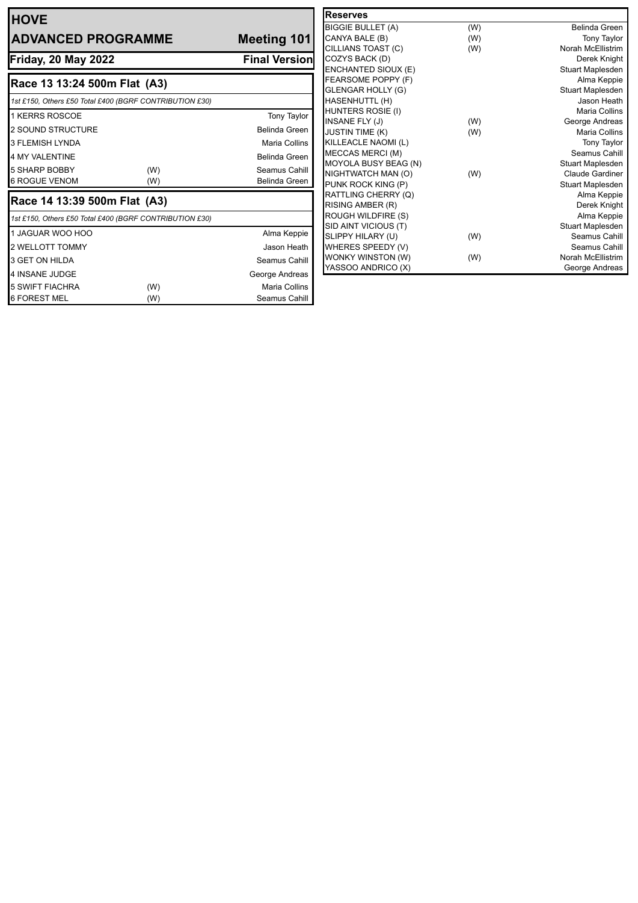# HOVE

## ADVANCED PROGRAMME — Meeting 101

**Friday, 20 May 2022** — **Final Version**

## Race 13 13:24 500m Flat (A3)

*1st £150, Others £50 Total £400 (BGRF CONTRIBUTION £30)*

| | | |
|---|---|---|
| 1 KERRS ROSCOE | | Tony Taylor |
| 2 SOUND STRUCTURE | | Belinda Green |
| 3 FLEMISH LYNDA | | Maria Collins |
| 4 MY VALENTINE | | Belinda Green |
| 5 SHARP BOBBY | (W) | Seamus Cahill |
| 6 ROGUE VENOM | (W) | Belinda Green |

## Race 14 13:39 500m Flat (A3)

*1st £150, Others £50 Total £400 (BGRF CONTRIBUTION £30)*

| | | |
|---|---|---|
| 1 JAGUAR WOO HOO | | Alma Keppie |
| 2 WELLOTT TOMMY | | Jason Heath |
| 3 GET ON HILDA | | Seamus Cahill |
| 4 INSANE JUDGE | | George Andreas |
| 5 SWIFT FIACHRA | (W) | Maria Collins |
| 6 FOREST MEL | (W) | Seamus Cahill |

## Reserves

| | | |
|---|---|---|
| BIGGIE BULLET (A) | (W) | Belinda Green |
| CANYA BALE (B) | (W) | Tony Taylor |
| CILLIANS TOAST (C) | (W) | Norah McEllistrim |
| COZYS BACK (D) | | Derek Knight |
| ENCHANTED SIOUX (E) | | Stuart Maplesden |
| FEARSOME POPPY (F) | | Alma Keppie |
| GLENGAR HOLLY (G) | | Stuart Maplesden |
| HASENHUTTL (H) | | Jason Heath |
| HUNTERS ROSIE (I) | | Maria Collins |
| INSANE FLY (J) | (W) | George Andreas |
| JUSTIN TIME (K) | (W) | Maria Collins |
| KILLEACLE NAOMI (L) | | Tony Taylor |
| MECCAS MERCI (M) | | Seamus Cahill |
| MOYOLA BUSY BEAG (N) | | Stuart Maplesden |
| NIGHTWATCH MAN (O) | (W) | Claude Gardiner |
| PUNK ROCK KING (P) | | Stuart Maplesden |
| RATTLING CHERRY (Q) | | Alma Keppie |
| RISING AMBER (R) | | Derek Knight |
| ROUGH WILDFIRE (S) | | Alma Keppie |
| SID AINT VICIOUS (T) | | Stuart Maplesden |
| SLIPPY HILARY (U) | (W) | Seamus Cahill |
| WHERES SPEEDY (V) | | Seamus Cahill |
| WONKY WINSTON (W) | (W) | Norah McEllistrim |
| YASSOO ANDRICO (X) | | George Andreas |